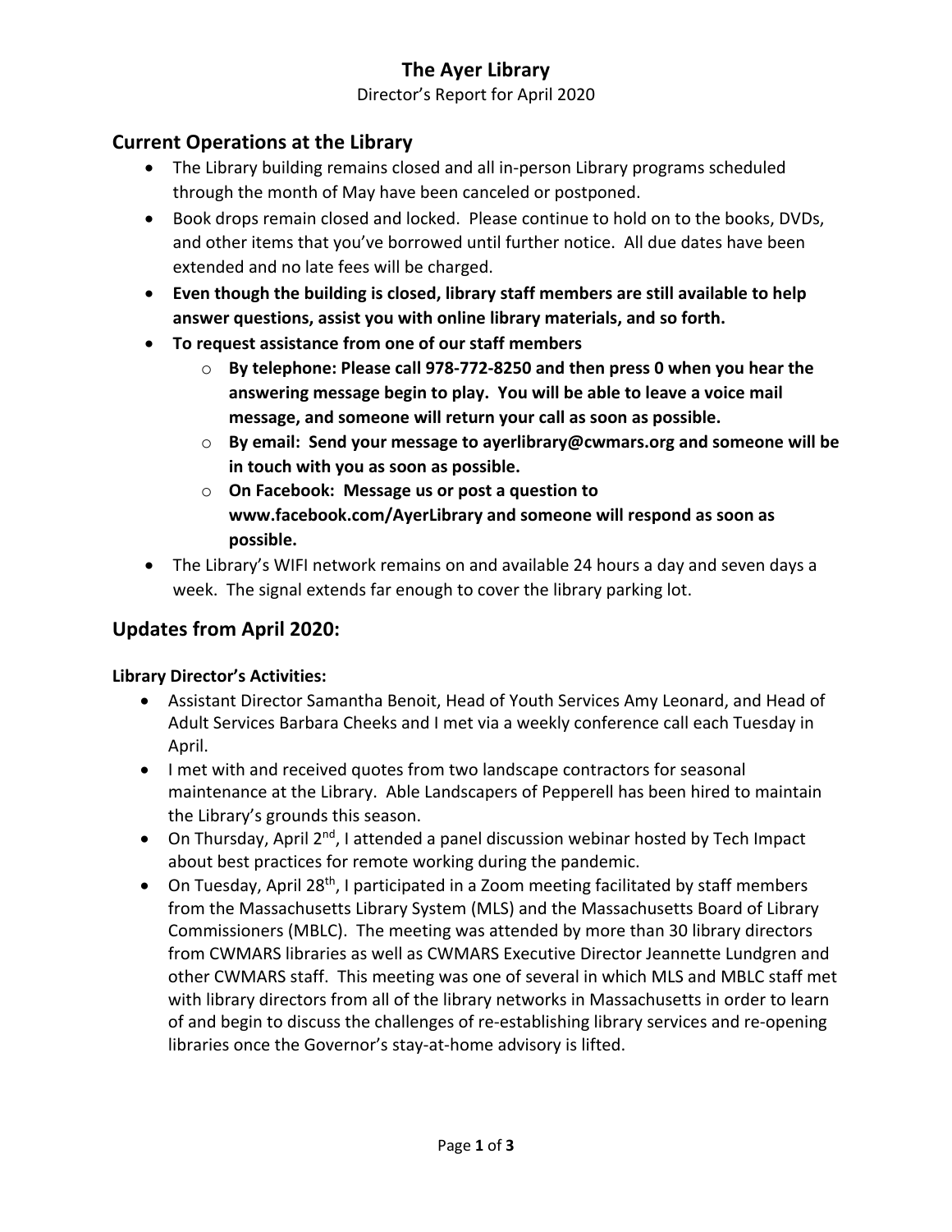# The Ayer Library

Director's Report for April 2020

## Current Operations at the Library

- The Library building remains closed and all in-person Library programs scheduled through the month of May have been canceled or postponed.
- Book drops remain closed and locked. Please continue to hold on to the books, DVDs, and other items that you've borrowed until further notice. All due dates have been extended and no late fees will be charged.
- **Even though the building is closed, library staff members are still available to help answer questions, assist you with online library materials, and so forth.**
- **To request assistance from one of our staff members**
  - **By telephone: Please call 978-772-8250 and then press 0 when you hear the answering message begin to play. You will be able to leave a voice mail message, and someone will return your call as soon as possible.**
  - **By email: Send your message to ayerlibrary@cwmars.org and someone will be in touch with you as soon as possible.**
  - **On Facebook: Message us or post a question to www.facebook.com/AyerLibrary and someone will respond as soon as possible.**
- The Library's WIFI network remains on and available 24 hours a day and seven days a week. The signal extends far enough to cover the library parking lot.

## Updates from April 2020:

### Library Director's Activities:

- Assistant Director Samantha Benoit, Head of Youth Services Amy Leonard, and Head of Adult Services Barbara Cheeks and I met via a weekly conference call each Tuesday in April.
- I met with and received quotes from two landscape contractors for seasonal maintenance at the Library. Able Landscapers of Pepperell has been hired to maintain the Library's grounds this season.
- On Thursday, April 2nd, I attended a panel discussion webinar hosted by Tech Impact about best practices for remote working during the pandemic.
- On Tuesday, April 28th, I participated in a Zoom meeting facilitated by staff members from the Massachusetts Library System (MLS) and the Massachusetts Board of Library Commissioners (MBLC). The meeting was attended by more than 30 library directors from CWMARS libraries as well as CWMARS Executive Director Jeannette Lundgren and other CWMARS staff. This meeting was one of several in which MLS and MBLC staff met with library directors from all of the library networks in Massachusetts in order to learn of and begin to discuss the challenges of re-establishing library services and re-opening libraries once the Governor's stay-at-home advisory is lifted.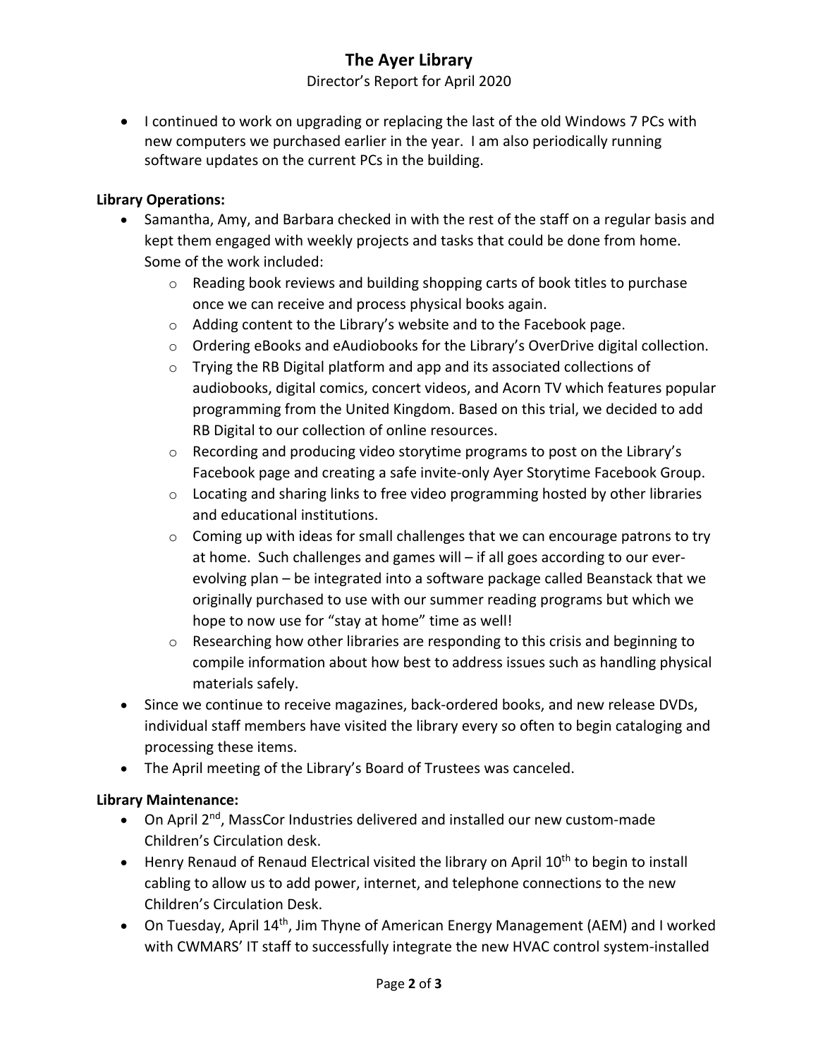- I continued to work on upgrading or replacing the last of the old Windows 7 PCs with new computers we purchased earlier in the year. I am also periodically running software updates on the current PCs in the building.

**Library Operations:**

- Samantha, Amy, and Barbara checked in with the rest of the staff on a regular basis and kept them engaged with weekly projects and tasks that could be done from home. Some of the work included:
  - Reading book reviews and building shopping carts of book titles to purchase once we can receive and process physical books again.
  - Adding content to the Library's website and to the Facebook page.
  - Ordering eBooks and eAudiobooks for the Library's OverDrive digital collection.
  - Trying the RB Digital platform and app and its associated collections of audiobooks, digital comics, concert videos, and Acorn TV which features popular programming from the United Kingdom. Based on this trial, we decided to add RB Digital to our collection of online resources.
  - Recording and producing video storytime programs to post on the Library's Facebook page and creating a safe invite-only Ayer Storytime Facebook Group.
  - Locating and sharing links to free video programming hosted by other libraries and educational institutions.
  - Coming up with ideas for small challenges that we can encourage patrons to try at home. Such challenges and games will – if all goes according to our ever-evolving plan – be integrated into a software package called Beanstack that we originally purchased to use with our summer reading programs but which we hope to now use for "stay at home" time as well!
  - Researching how other libraries are responding to this crisis and beginning to compile information about how best to address issues such as handling physical materials safely.
- Since we continue to receive magazines, back-ordered books, and new release DVDs, individual staff members have visited the library every so often to begin cataloging and processing these items.
- The April meeting of the Library's Board of Trustees was canceled.

**Library Maintenance:**

- On April 2nd, MassCor Industries delivered and installed our new custom-made Children's Circulation desk.
- Henry Renaud of Renaud Electrical visited the library on April 10th to begin to install cabling to allow us to add power, internet, and telephone connections to the new Children's Circulation Desk.
- On Tuesday, April 14th, Jim Thyne of American Energy Management (AEM) and I worked with CWMARS' IT staff to successfully integrate the new HVAC control system-installed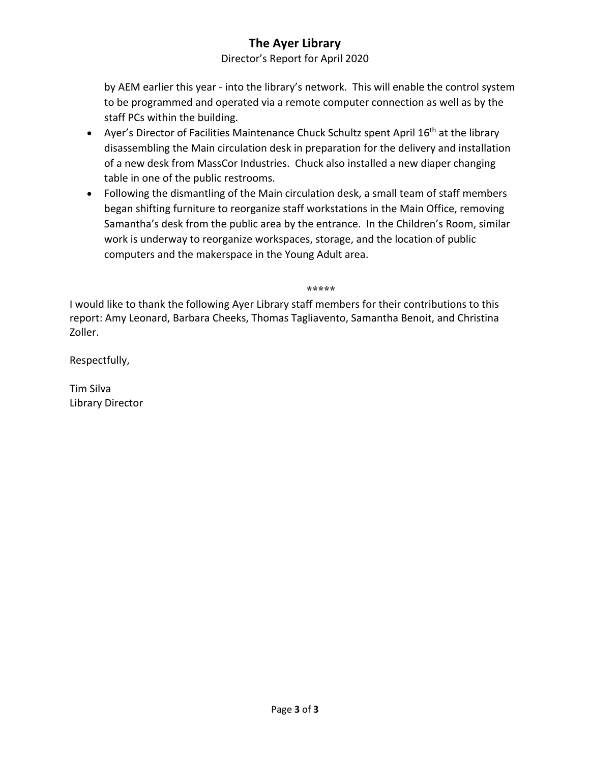by AEM earlier this year - into the library's network. This will enable the control system to be programmed and operated via a remote computer connection as well as by the staff PCs within the building.

- Ayer's Director of Facilities Maintenance Chuck Schultz spent April 16th at the library disassembling the Main circulation desk in preparation for the delivery and installation of a new desk from MassCor Industries. Chuck also installed a new diaper changing table in one of the public restrooms.
- Following the dismantling of the Main circulation desk, a small team of staff members began shifting furniture to reorganize staff workstations in the Main Office, removing Samantha's desk from the public area by the entrance. In the Children's Room, similar work is underway to reorganize workspaces, storage, and the location of public computers and the makerspace in the Young Adult area.

*****

I would like to thank the following Ayer Library staff members for their contributions to this report: Amy Leonard, Barbara Cheeks, Thomas Tagliavento, Samantha Benoit, and Christina Zoller.

Respectfully,

Tim Silva
Library Director